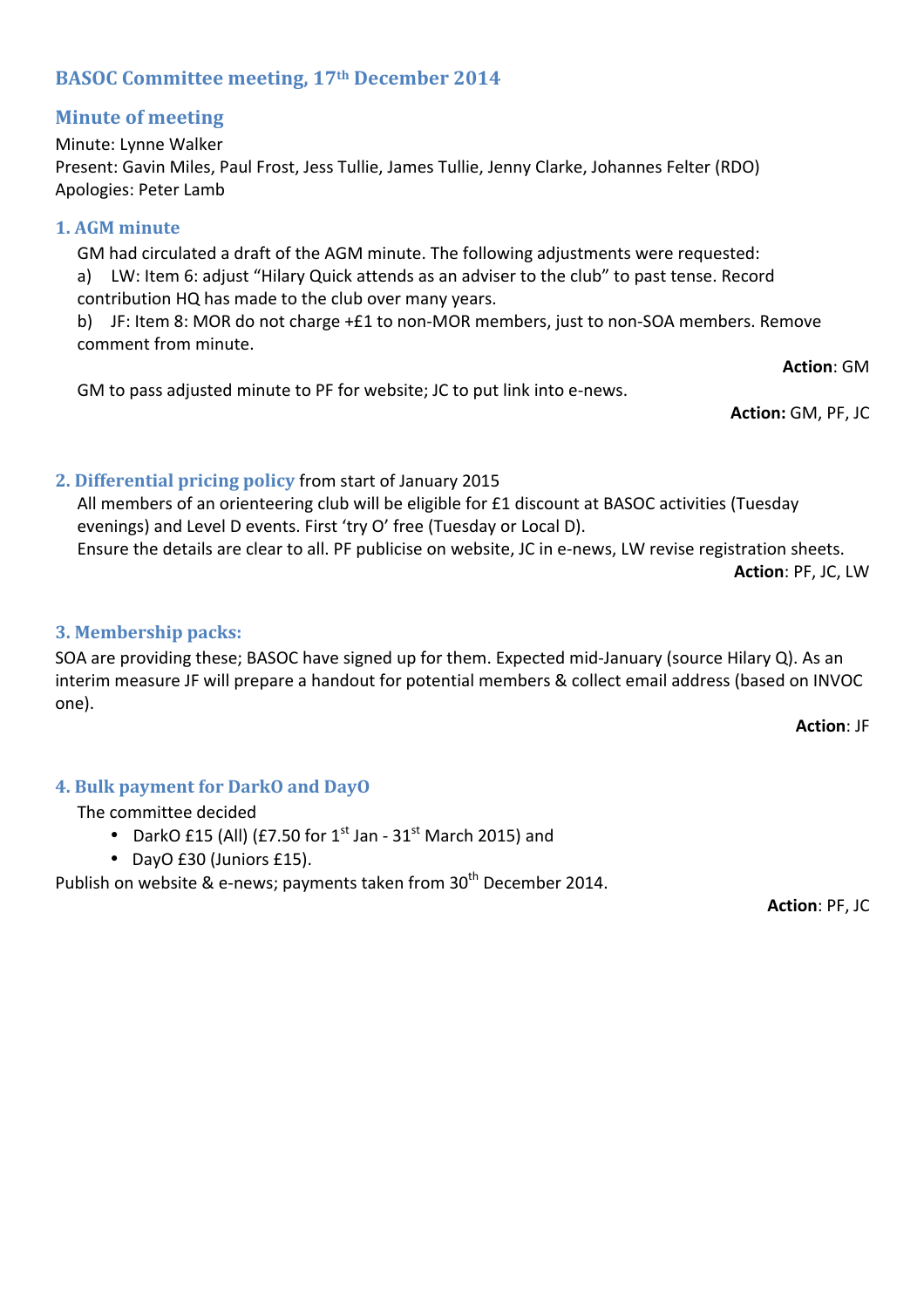## BASOC Committee meeting, 17th December 2014

### Minute of meeting

Minute: Lynne Walker
Present: Gavin Miles, Paul Frost, Jess Tullie, James Tullie, Jenny Clarke, Johannes Felter (RDO)
Apologies: Peter Lamb

### 1. AGM minute

GM had circulated a draft of the AGM minute. The following adjustments were requested:

a) LW: Item 6: adjust "Hilary Quick attends as an adviser to the club" to past tense. Record contribution HQ has made to the club over many years.

b) JF: Item 8: MOR do not charge +£1 to non-MOR members, just to non-SOA members. Remove comment from minute.

**Action**: GM

GM to pass adjusted minute to PF for website; JC to put link into e-news.

**Action:** GM, PF, JC

### 2. Differential pricing policy from start of January 2015

All members of an orienteering club will be eligible for £1 discount at BASOC activities (Tuesday evenings) and Level D events. First 'try O' free (Tuesday or Local D).

Ensure the details are clear to all. PF publicise on website, JC in e-news, LW revise registration sheets.

**Action**: PF, JC, LW

### 3. Membership packs:

SOA are providing these; BASOC have signed up for them. Expected mid-January (source Hilary Q). As an interim measure JF will prepare a handout for potential members & collect email address (based on INVOC one).

**Action**: JF

### 4. Bulk payment for DarkO and DayO

The committee decided

- DarkO £15 (All) (£7.50 for 1st Jan - 31st March 2015) and
- DayO £30 (Juniors £15).

Publish on website & e-news; payments taken from 30th December 2014.

**Action**: PF, JC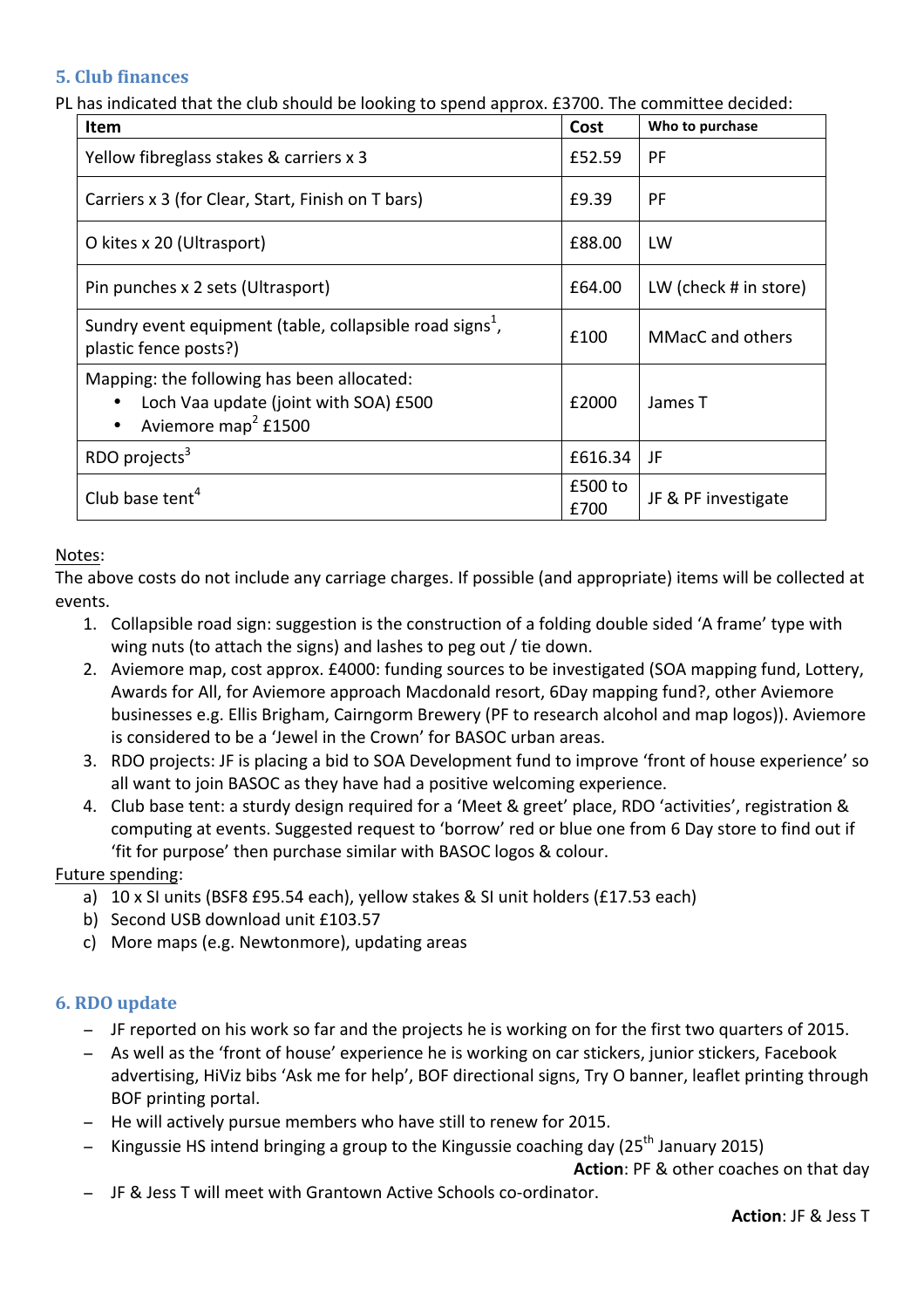## 5. Club finances

PL has indicated that the club should be looking to spend approx. £3700. The committee decided:

| Item | Cost | Who to purchase |
|---|---|---|
| Yellow fibreglass stakes & carriers x 3 | £52.59 | PF |
| Carriers x 3 (for Clear, Start, Finish on T bars) | £9.39 | PF |
| O kites x 20 (Ultrasport) | £88.00 | LW |
| Pin punches x 2 sets (Ultrasport) | £64.00 | LW (check # in store) |
| Sundry event equipment (table, collapsible road signs[1], plastic fence posts?) | £100 | MMacC and others |
| Mapping: the following has been allocated:<br>• Loch Vaa update (joint with SOA) £500<br>• Aviemore map[2] £1500 | £2000 | James T |
| RDO projects[3] | £616.34 | JF |
| Club base tent[4] | £500 to £700 | JF & PF investigate |

Notes:

The above costs do not include any carriage charges. If possible (and appropriate) items will be collected at events.

1. Collapsible road sign: suggestion is the construction of a folding double sided 'A frame' type with wing nuts (to attach the signs) and lashes to peg out / tie down.
2. Aviemore map, cost approx. £4000: funding sources to be investigated (SOA mapping fund, Lottery, Awards for All, for Aviemore approach Macdonald resort, 6Day mapping fund?, other Aviemore businesses e.g. Ellis Brigham, Cairngorm Brewery (PF to research alcohol and map logos)). Aviemore is considered to be a 'Jewel in the Crown' for BASOC urban areas.
3. RDO projects: JF is placing a bid to SOA Development fund to improve 'front of house experience' so all want to join BASOC as they have had a positive welcoming experience.
4. Club base tent: a sturdy design required for a 'Meet & greet' place, RDO 'activities', registration & computing at events. Suggested request to 'borrow' red or blue one from 6 Day store to find out if 'fit for purpose' then purchase similar with BASOC logos & colour.

Future spending:

a) 10 x SI units (BSF8 £95.54 each), yellow stakes & SI unit holders (£17.53 each)
b) Second USB download unit £103.57
c) More maps (e.g. Newtonmore), updating areas

## 6. RDO update

- JF reported on his work so far and the projects he is working on for the first two quarters of 2015.
- As well as the 'front of house' experience he is working on car stickers, junior stickers, Facebook advertising, HiViz bibs 'Ask me for help', BOF directional signs, Try O banner, leaflet printing through BOF printing portal.
- He will actively pursue members who have still to renew for 2015.
- Kingussie HS intend bringing a group to the Kingussie coaching day (25th January 2015)

  **Action**: PF & other coaches on that day
- JF & Jess T will meet with Grantown Active Schools co-ordinator.

  **Action**: JF & Jess T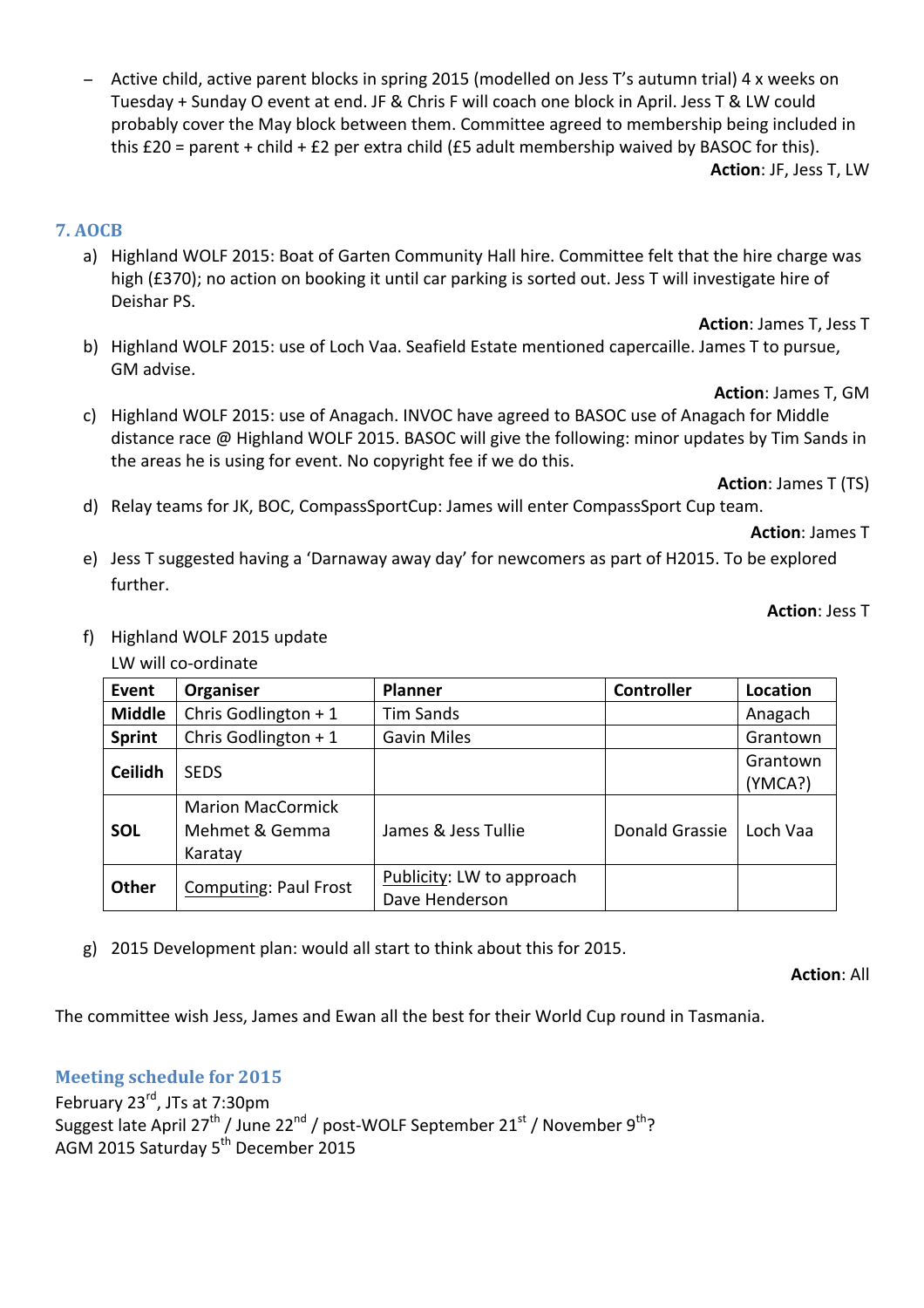- Active child, active parent blocks in spring 2015 (modelled on Jess T's autumn trial) 4 x weeks on Tuesday + Sunday O event at end. JF & Chris F will coach one block in April. Jess T & LW could probably cover the May block between them. Committee agreed to membership being included in this £20 = parent + child + £2 per extra child (£5 adult membership waived by BASOC for this).

**Action**: JF, Jess T, LW

## 7. AOCB

a) Highland WOLF 2015: Boat of Garten Community Hall hire. Committee felt that the hire charge was high (£370); no action on booking it until car parking is sorted out. Jess T will investigate hire of Deishar PS.

**Action**: James T, Jess T

b) Highland WOLF 2015: use of Loch Vaa. Seafield Estate mentioned capercaille. James T to pursue, GM advise.

**Action**: James T, GM

c) Highland WOLF 2015: use of Anagach. INVOC have agreed to BASOC use of Anagach for Middle distance race @ Highland WOLF 2015. BASOC will give the following: minor updates by Tim Sands in the areas he is using for event. No copyright fee if we do this.

**Action**: James T (TS)

d) Relay teams for JK, BOC, CompassSportCup: James will enter CompassSport Cup team.

**Action**: James T

e) Jess T suggested having a 'Darnaway away day' for newcomers as part of H2015. To be explored further.

**Action**: Jess T

f) Highland WOLF 2015 update
LW will co-ordinate

| Event | Organiser | Planner | Controller | Location |
|---|---|---|---|---|
| **Middle** | Chris Godlington + 1 | Tim Sands | | Anagach |
| **Sprint** | Chris Godlington + 1 | Gavin Miles | | Grantown |
| **Ceilidh** | SEDS | | | Grantown (YMCA?) |
| **SOL** | Marion MacCormick Mehmet & Gemma Karatay | James & Jess Tullie | Donald Grassie | Loch Vaa |
| **Other** | Computing: Paul Frost | Publicity: LW to approach Dave Henderson | | |

g) 2015 Development plan: would all start to think about this for 2015.

**Action**: All

The committee wish Jess, James and Ewan all the best for their World Cup round in Tasmania.

## Meeting schedule for 2015

February 23rd, JTs at 7:30pm
Suggest late April 27th / June 22nd / post-WOLF September 21st / November 9th?
AGM 2015 Saturday 5th December 2015